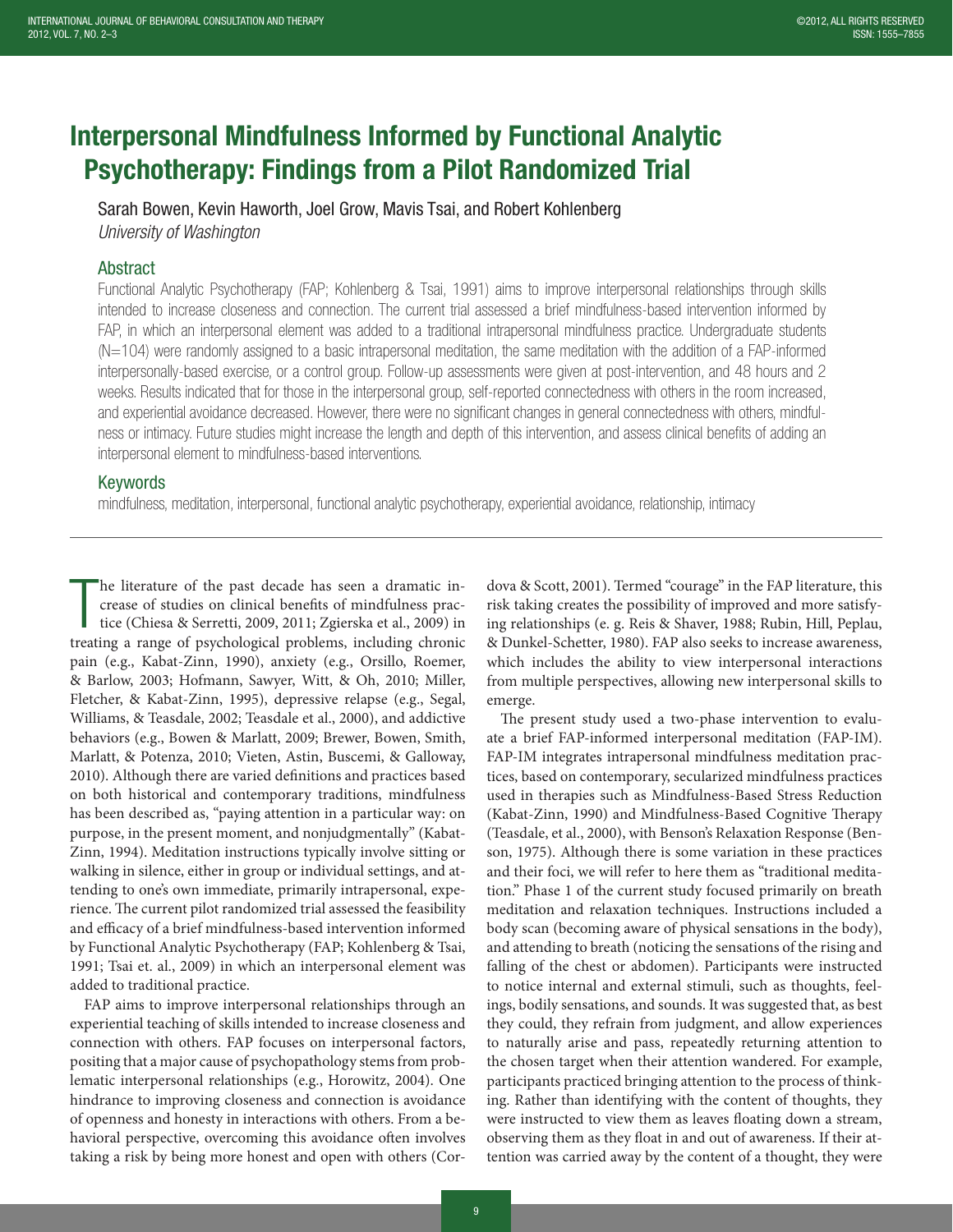# Interpersonal Mindfulness Informed by Functional Analytic Psychotherapy: Findings from a Pilot Randomized Trial

Sarah Bowen, Kevin Haworth, Joel Grow, Mavis Tsai, and Robert Kohlenberg

*University of Washington*

## Abstract

Functional Analytic Psychotherapy (FAP; Kohlenberg & Tsai, 1991) aims to improve interpersonal relationships through skills intended to increase closeness and connection. The current trial assessed a brief mindfulness-based intervention informed by FAP, in which an interpersonal element was added to a traditional intrapersonal mindfulness practice. Undergraduate students (N=104) were randomly assigned to a basic intrapersonal meditation, the same meditation with the addition of a FAP-informed interpersonally-based exercise, or a control group. Follow-up assessments were given at post-intervention, and 48 hours and 2 weeks. Results indicated that for those in the interpersonal group, self-reported connectedness with others in the room increased, and experiential avoidance decreased. However, there were no significant changes in general connectedness with others, mindfulness or intimacy. Future studies might increase the length and depth of this intervention, and assess clinical benefits of adding an interpersonal element to mindfulness-based interventions.

## Keywords

mindfulness, meditation, interpersonal, functional analytic psychotherapy, experiential avoidance, relationship, intimacy

---

The literature of the past decade has seen a dramatic increase of studies on clinical benefits of mindfulness practice (Chiesa & Serretti, 2009, 2011; Zgierska et al., 2009) in treating a range of psychological problems, including chronic pain (e.g., Kabat-Zinn, 1990), anxiety (e.g., Orsillo, Roemer, & Barlow, 2003; Hofmann, Sawyer, Witt, & Oh, 2010; Miller, Fletcher, & Kabat-Zinn, 1995), depressive relapse (e.g., Segal, Williams, & Teasdale, 2002; Teasdale et al., 2000), and addictive behaviors (e.g., Bowen & Marlatt, 2009; Brewer, Bowen, Smith, Marlatt, & Potenza, 2010; Vieten, Astin, Buscemi, & Galloway, 2010). Although there are varied definitions and practices based on both historical and contemporary traditions, mindfulness has been described as, "paying attention in a particular way: on purpose, in the present moment, and nonjudgmentally" (Kabat-Zinn, 1994). Meditation instructions typically involve sitting or walking in silence, either in group or individual settings, and attending to one's own immediate, primarily intrapersonal, experience. The current pilot randomized trial assessed the feasibility and efficacy of a brief mindfulness-based intervention informed by Functional Analytic Psychotherapy (FAP; Kohlenberg & Tsai, 1991; Tsai et. al., 2009) in which an interpersonal element was added to traditional practice.

FAP aims to improve interpersonal relationships through an experiential teaching of skills intended to increase closeness and connection with others. FAP focuses on interpersonal factors, positing that a major cause of psychopathology stems from problematic interpersonal relationships (e.g., Horowitz, 2004). One hindrance to improving closeness and connection is avoidance of openness and honesty in interactions with others. From a behavioral perspective, overcoming this avoidance often involves taking a risk by being more honest and open with others (Cordova & Scott, 2001). Termed "courage" in the FAP literature, this risk taking creates the possibility of improved and more satisfying relationships (e. g. Reis & Shaver, 1988; Rubin, Hill, Peplau, & Dunkel-Schetter, 1980). FAP also seeks to increase awareness, which includes the ability to view interpersonal interactions from multiple perspectives, allowing new interpersonal skills to emerge.

The present study used a two-phase intervention to evaluate a brief FAP-informed interpersonal meditation (FAP-IM). FAP-IM integrates intrapersonal mindfulness meditation practices, based on contemporary, secularized mindfulness practices used in therapies such as Mindfulness-Based Stress Reduction (Kabat-Zinn, 1990) and Mindfulness-Based Cognitive Therapy (Teasdale, et al., 2000), with Benson's Relaxation Response (Benson, 1975). Although there is some variation in these practices and their foci, we will refer to here them as "traditional meditation." Phase 1 of the current study focused primarily on breath meditation and relaxation techniques. Instructions included a body scan (becoming aware of physical sensations in the body), and attending to breath (noticing the sensations of the rising and falling of the chest or abdomen). Participants were instructed to notice internal and external stimuli, such as thoughts, feelings, bodily sensations, and sounds. It was suggested that, as best they could, they refrain from judgment, and allow experiences to naturally arise and pass, repeatedly returning attention to the chosen target when their attention wandered. For example, participants practiced bringing attention to the process of thinking. Rather than identifying with the content of thoughts, they were instructed to view them as leaves floating down a stream, observing them as they float in and out of awareness. If their attention was carried away by the content of a thought, they were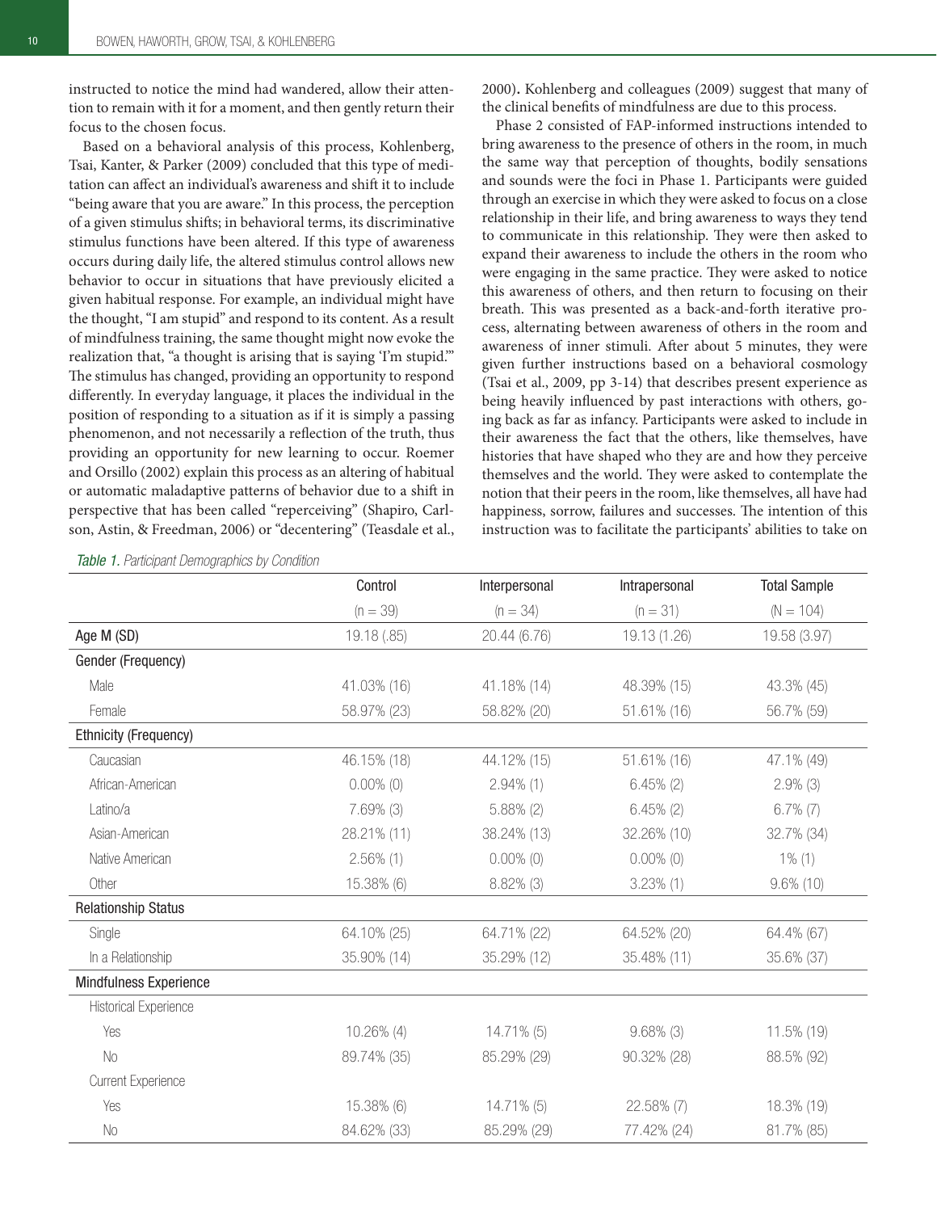instructed to notice the mind had wandered, allow their attention to remain with it for a moment, and then gently return their focus to the chosen focus.

Based on a behavioral analysis of this process, Kohlenberg, Tsai, Kanter, & Parker (2009) concluded that this type of meditation can affect an individual's awareness and shift it to include "being aware that you are aware." In this process, the perception of a given stimulus shifts; in behavioral terms, its discriminative stimulus functions have been altered. If this type of awareness occurs during daily life, the altered stimulus control allows new behavior to occur in situations that have previously elicited a given habitual response. For example, an individual might have the thought, "I am stupid" and respond to its content. As a result of mindfulness training, the same thought might now evoke the realization that, "a thought is arising that is saying 'I'm stupid.'" The stimulus has changed, providing an opportunity to respond differently. In everyday language, it places the individual in the position of responding to a situation as if it is simply a passing phenomenon, and not necessarily a reflection of the truth, thus providing an opportunity for new learning to occur. Roemer and Orsillo (2002) explain this process as an altering of habitual or automatic maladaptive patterns of behavior due to a shift in perspective that has been called "reperceiving" (Shapiro, Carlson, Astin, & Freedman, 2006) or "decentering" (Teasdale et al., 2000). Kohlenberg and colleagues (2009) suggest that many of the clinical benefits of mindfulness are due to this process.

Phase 2 consisted of FAP-informed instructions intended to bring awareness to the presence of others in the room, in much the same way that perception of thoughts, bodily sensations and sounds were the foci in Phase 1. Participants were guided through an exercise in which they were asked to focus on a close relationship in their life, and bring awareness to ways they tend to communicate in this relationship. They were then asked to expand their awareness to include the others in the room who were engaging in the same practice. They were asked to notice this awareness of others, and then return to focusing on their breath. This was presented as a back-and-forth iterative process, alternating between awareness of others in the room and awareness of inner stimuli. After about 5 minutes, they were given further instructions based on a behavioral cosmology (Tsai et al., 2009, pp 3-14) that describes present experience as being heavily influenced by past interactions with others, going back as far as infancy. Participants were asked to include in their awareness the fact that the others, like themselves, have histories that have shaped who they are and how they perceive themselves and the world. They were asked to contemplate the notion that their peers in the room, like themselves, all have had happiness, sorrow, failures and successes. The intention of this instruction was to facilitate the participants' abilities to take on

*Table 1. Participant Demographics by Condition*

| | Control | Interpersonal | Intrapersonal | Total Sample |
|---|---|---|---|---|
| | (n = 39) | (n = 34) | (n = 31) | (N = 104) |
| Age M (SD) | 19.18 (.85) | 20.44 (6.76) | 19.13 (1.26) | 19.58 (3.97) |
| Gender (Frequency) | | | | |
| Male | 41.03% (16) | 41.18% (14) | 48.39% (15) | 43.3% (45) |
| Female | 58.97% (23) | 58.82% (20) | 51.61% (16) | 56.7% (59) |
| Ethnicity (Frequency) | | | | |
| Caucasian | 46.15% (18) | 44.12% (15) | 51.61% (16) | 47.1% (49) |
| African-American | 0.00% (0) | 2.94% (1) | 6.45% (2) | 2.9% (3) |
| Latino/a | 7.69% (3) | 5.88% (2) | 6.45% (2) | 6.7% (7) |
| Asian-American | 28.21% (11) | 38.24% (13) | 32.26% (10) | 32.7% (34) |
| Native American | 2.56% (1) | 0.00% (0) | 0.00% (0) | 1% (1) |
| Other | 15.38% (6) | 8.82% (3) | 3.23% (1) | 9.6% (10) |
| Relationship Status | | | | |
| Single | 64.10% (25) | 64.71% (22) | 64.52% (20) | 64.4% (67) |
| In a Relationship | 35.90% (14) | 35.29% (12) | 35.48% (11) | 35.6% (37) |
| Mindfulness Experience | | | | |
| Historical Experience | | | | |
| Yes | 10.26% (4) | 14.71% (5) | 9.68% (3) | 11.5% (19) |
| No | 89.74% (35) | 85.29% (29) | 90.32% (28) | 88.5% (92) |
| Current Experience | | | | |
| Yes | 15.38% (6) | 14.71% (5) | 22.58% (7) | 18.3% (19) |
| No | 84.62% (33) | 85.29% (29) | 77.42% (24) | 81.7% (85) |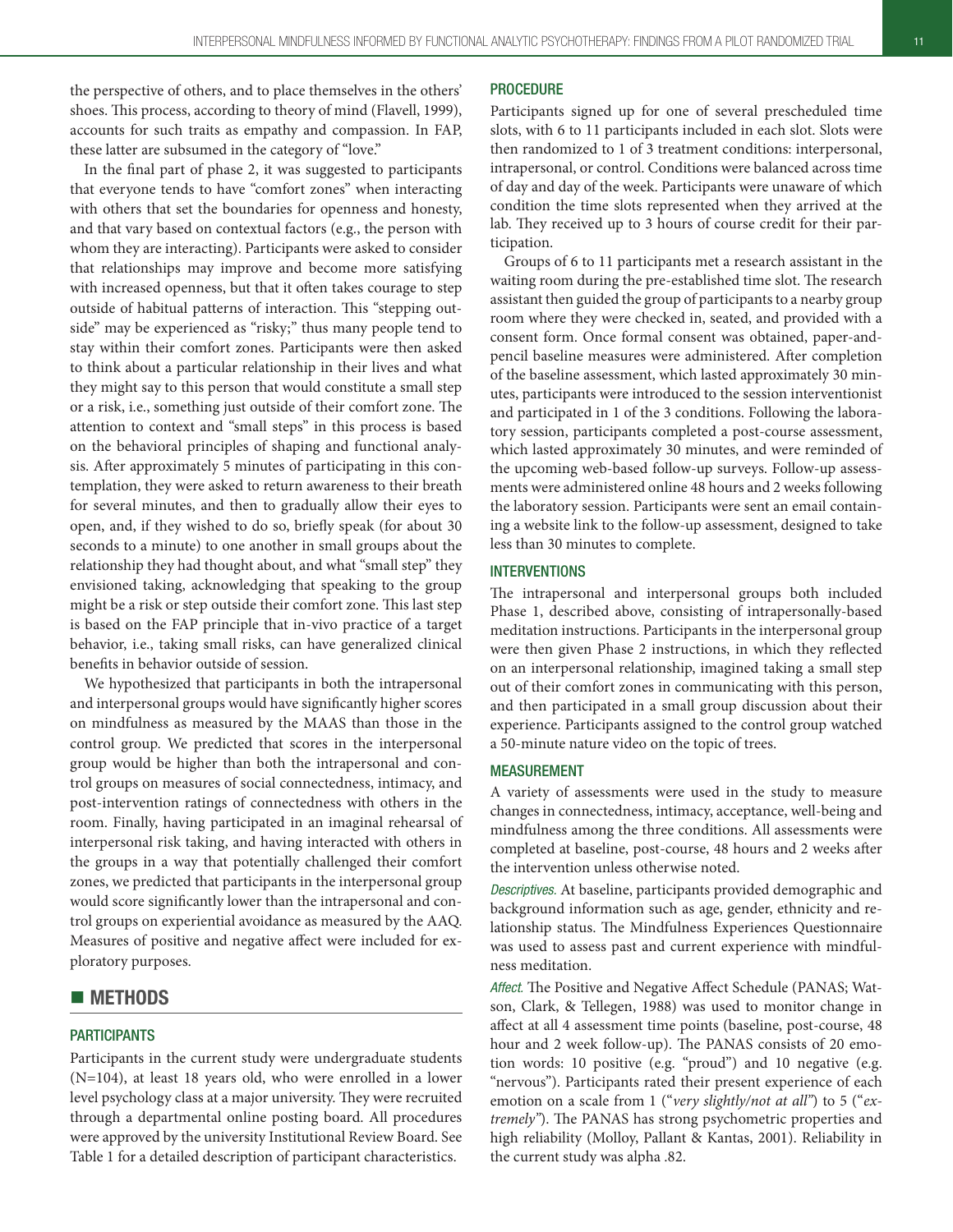the perspective of others, and to place themselves in the others' shoes. This process, according to theory of mind (Flavell, 1999), accounts for such traits as empathy and compassion. In FAP, these latter are subsumed in the category of "love."

In the final part of phase 2, it was suggested to participants that everyone tends to have "comfort zones" when interacting with others that set the boundaries for openness and honesty, and that vary based on contextual factors (e.g., the person with whom they are interacting). Participants were asked to consider that relationships may improve and become more satisfying with increased openness, but that it often takes courage to step outside of habitual patterns of interaction. This "stepping outside" may be experienced as "risky;" thus many people tend to stay within their comfort zones. Participants were then asked to think about a particular relationship in their lives and what they might say to this person that would constitute a small step or a risk, i.e., something just outside of their comfort zone. The attention to context and "small steps" in this process is based on the behavioral principles of shaping and functional analysis. After approximately 5 minutes of participating in this contemplation, they were asked to return awareness to their breath for several minutes, and then to gradually allow their eyes to open, and, if they wished to do so, briefly speak (for about 30 seconds to a minute) to one another in small groups about the relationship they had thought about, and what "small step" they envisioned taking, acknowledging that speaking to the group might be a risk or step outside their comfort zone. This last step is based on the FAP principle that in-vivo practice of a target behavior, i.e., taking small risks, can have generalized clinical benefits in behavior outside of session.

We hypothesized that participants in both the intrapersonal and interpersonal groups would have significantly higher scores on mindfulness as measured by the MAAS than those in the control group. We predicted that scores in the interpersonal group would be higher than both the intrapersonal and control groups on measures of social connectedness, intimacy, and post-intervention ratings of connectedness with others in the room. Finally, having participated in an imaginal rehearsal of interpersonal risk taking, and having interacted with others in the groups in a way that potentially challenged their comfort zones, we predicted that participants in the interpersonal group would score significantly lower than the intrapersonal and control groups on experiential avoidance as measured by the AAQ. Measures of positive and negative affect were included for exploratory purposes.

## METHODS

### PARTICIPANTS

Participants in the current study were undergraduate students (N=104), at least 18 years old, who were enrolled in a lower level psychology class at a major university. They were recruited through a departmental online posting board. All procedures were approved by the university Institutional Review Board. See Table 1 for a detailed description of participant characteristics.

### PROCEDURE

Participants signed up for one of several prescheduled time slots, with 6 to 11 participants included in each slot. Slots were then randomized to 1 of 3 treatment conditions: interpersonal, intrapersonal, or control. Conditions were balanced across time of day and day of the week. Participants were unaware of which condition the time slots represented when they arrived at the lab. They received up to 3 hours of course credit for their participation.

Groups of 6 to 11 participants met a research assistant in the waiting room during the pre-established time slot. The research assistant then guided the group of participants to a nearby group room where they were checked in, seated, and provided with a consent form. Once formal consent was obtained, paper-and-pencil baseline measures were administered. After completion of the baseline assessment, which lasted approximately 30 minutes, participants were introduced to the session interventionist and participated in 1 of the 3 conditions. Following the laboratory session, participants completed a post-course assessment, which lasted approximately 30 minutes, and were reminded of the upcoming web-based follow-up surveys. Follow-up assessments were administered online 48 hours and 2 weeks following the laboratory session. Participants were sent an email containing a website link to the follow-up assessment, designed to take less than 30 minutes to complete.

### INTERVENTIONS

The intrapersonal and interpersonal groups both included Phase 1, described above, consisting of intrapersonally-based meditation instructions. Participants in the interpersonal group were then given Phase 2 instructions, in which they reflected on an interpersonal relationship, imagined taking a small step out of their comfort zones in communicating with this person, and then participated in a small group discussion about their experience. Participants assigned to the control group watched a 50-minute nature video on the topic of trees.

### MEASUREMENT

A variety of assessments were used in the study to measure changes in connectedness, intimacy, acceptance, well-being and mindfulness among the three conditions. All assessments were completed at baseline, post-course, 48 hours and 2 weeks after the intervention unless otherwise noted.

*Descriptives.* At baseline, participants provided demographic and background information such as age, gender, ethnicity and relationship status. The Mindfulness Experiences Questionnaire was used to assess past and current experience with mindfulness meditation.

*Affect.* The Positive and Negative Affect Schedule (PANAS; Watson, Clark, & Tellegen, 1988) was used to monitor change in affect at all 4 assessment time points (baseline, post-course, 48 hour and 2 week follow-up). The PANAS consists of 20 emotion words: 10 positive (e.g. "proud") and 10 negative (e.g. "nervous"). Participants rated their present experience of each emotion on a scale from 1 ("*very slightly/not at all*") to 5 ("*extremely*"). The PANAS has strong psychometric properties and high reliability (Molloy, Pallant & Kantas, 2001). Reliability in the current study was alpha .82.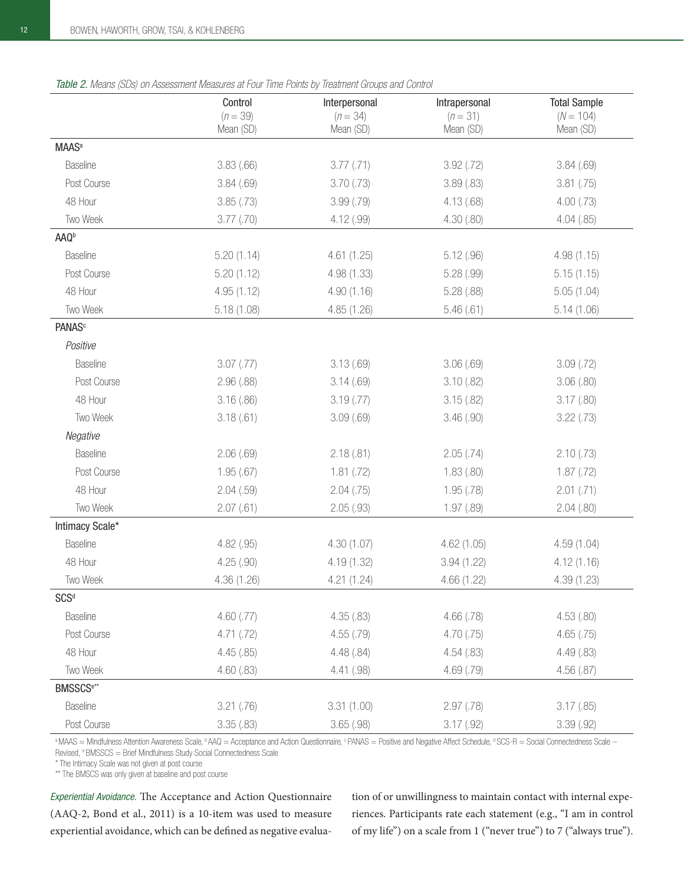*Table 2. Means (SDs) on Assessment Measures at Four Time Points by Treatment Groups and Control*

| | Control ($n = 39$) Mean (SD) | Interpersonal ($n = 34$) Mean (SD) | Intrapersonal ($n = 31$) Mean (SD) | Total Sample ($N = 104$) Mean (SD) |
|---|---|---|---|---|
| **MAAS**[a] | | | | |
| Baseline | 3.83 (.66) | 3.77 (.71) | 3.92 (.72) | 3.84 (.69) |
| Post Course | 3.84 (.69) | 3.70 (.73) | 3.89 (.83) | 3.81 (.75) |
| 48 Hour | 3.85 (.73) | 3.99 (.79) | 4.13 (.68) | 4.00 (.73) |
| Two Week | 3.77 (.70) | 4.12 (.99) | 4.30 (.80) | 4.04 (.85) |
| **AAQ**[b] | | | | |
| Baseline | 5.20 (1.14) | 4.61 (1.25) | 5.12 (.96) | 4.98 (1.15) |
| Post Course | 5.20 (1.12) | 4.98 (1.33) | 5.28 (.99) | 5.15 (1.15) |
| 48 Hour | 4.95 (1.12) | 4.90 (1.16) | 5.28 (.88) | 5.05 (1.04) |
| Two Week | 5.18 (1.08) | 4.85 (1.26) | 5.46 (.61) | 5.14 (1.06) |
| **PANAS**[c] | | | | |
| *Positive* | | | | |
| Baseline | 3.07 (.77) | 3.13 (.69) | 3.06 (.69) | 3.09 (.72) |
| Post Course | 2.96 (.88) | 3.14 (.69) | 3.10 (.82) | 3.06 (.80) |
| 48 Hour | 3.16 (.86) | 3.19 (.77) | 3.15 (.82) | 3.17 (.80) |
| Two Week | 3.18 (.61) | 3.09 (.69) | 3.46 (.90) | 3.22 (.73) |
| *Negative* | | | | |
| Baseline | 2.06 (.69) | 2.18 (.81) | 2.05 (.74) | 2.10 (.73) |
| Post Course | 1.95 (.67) | 1.81 (.72) | 1.83 (.80) | 1.87 (.72) |
| 48 Hour | 2.04 (.59) | 2.04 (.75) | 1.95 (.78) | 2.01 (.71) |
| Two Week | 2.07 (.61) | 2.05 (.93) | 1.97 (.89) | 2.04 (.80) |
| **Intimacy Scale*** | | | | |
| Baseline | 4.82 (.95) | 4.30 (1.07) | 4.62 (1.05) | 4.59 (1.04) |
| 48 Hour | 4.25 (.90) | 4.19 (1.32) | 3.94 (1.22) | 4.12 (1.16) |
| Two Week | 4.36 (1.26) | 4.21 (1.24) | 4.66 (1.22) | 4.39 (1.23) |
| **SCS**[d] | | | | |
| Baseline | 4.60 (.77) | 4.35 (.83) | 4.66 (.78) | 4.53 (.80) |
| Post Course | 4.71 (.72) | 4.55 (.79) | 4.70 (.75) | 4.65 (.75) |
| 48 Hour | 4.45 (.85) | 4.48 (.84) | 4.54 (.83) | 4.49 (.83) |
| Two Week | 4.60 (.83) | 4.41 (.98) | 4.69 (.79) | 4.56 (.87) |
| **BMSSCS**[e**] | | | | |
| Baseline | 3.21 (.76) | 3.31 (1.00) | 2.97 (.78) | 3.17 (.85) |
| Post Course | 3.35 (.83) | 3.65 (.98) | 3.17 (.92) | 3.39 (.92) |

[a] MAAS = Mindfulness Attention Awareness Scale, [b] AAQ = Acceptance and Action Questionnaire, [c] PANAS = Positive and Negative Affect Schedule, [d] SCS-R = Social Connectedness Scale – Revised, [e] BMSSCS = Brief Mindfulness Study Social Connectedness Scale

\* The Intimacy Scale was not given at post course

\*\* The BMSCS was only given at baseline and post course

*Experiential Avoidance.* The Acceptance and Action Questionnaire (AAQ-2, Bond et al., 2011) is a 10-item was used to measure experiential avoidance, which can be defined as negative evaluation of or unwillingness to maintain contact with internal experiences. Participants rate each statement (e.g., "I am in control of my life") on a scale from 1 ("never true") to 7 ("always true").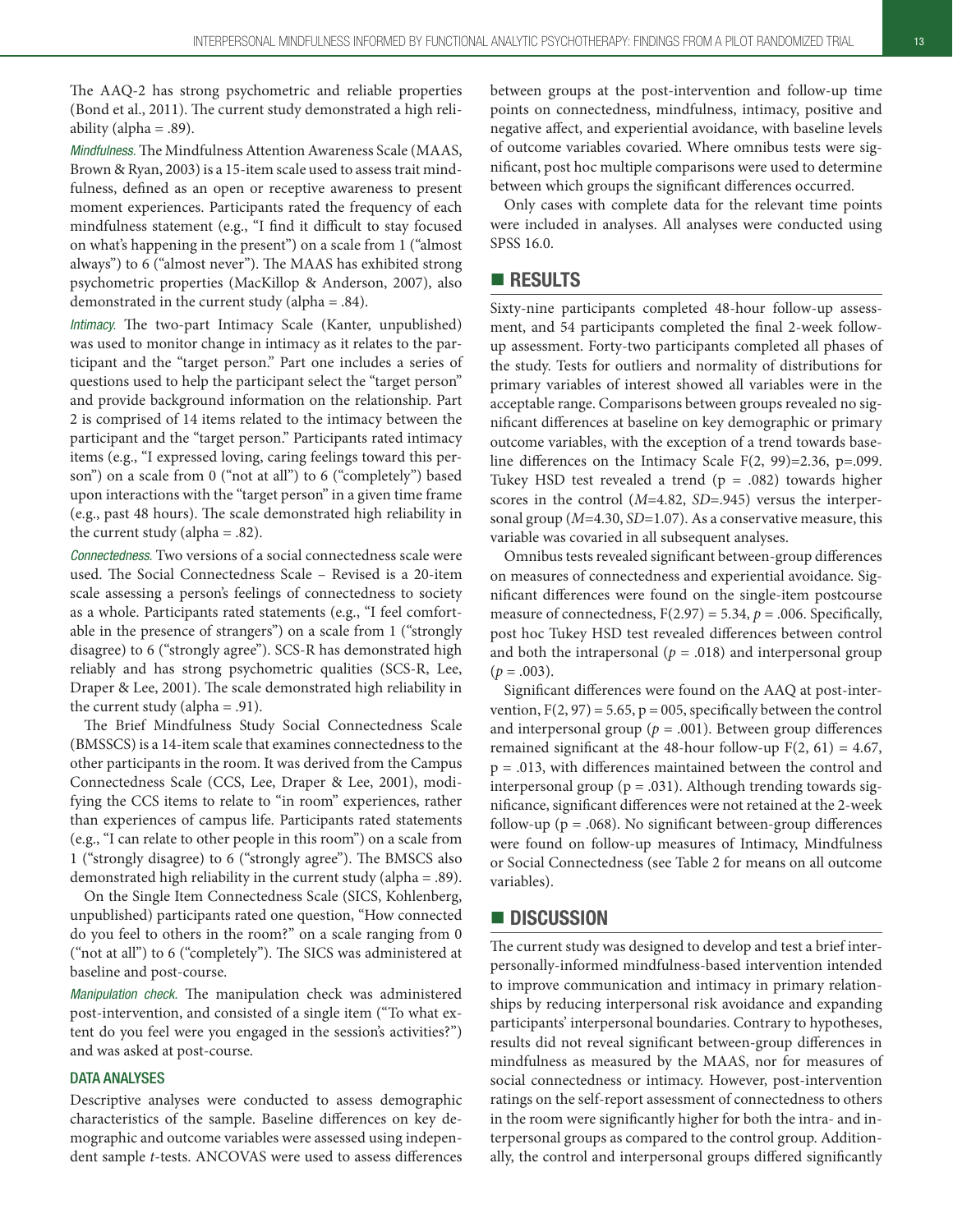The AAQ-2 has strong psychometric and reliable properties (Bond et al., 2011). The current study demonstrated a high reliability (alpha = .89).

*Mindfulness.* The Mindfulness Attention Awareness Scale (MAAS, Brown & Ryan, 2003) is a 15-item scale used to assess trait mindfulness, defined as an open or receptive awareness to present moment experiences. Participants rated the frequency of each mindfulness statement (e.g., "I find it difficult to stay focused on what's happening in the present") on a scale from 1 ("almost always") to 6 ("almost never"). The MAAS has exhibited strong psychometric properties (MacKillop & Anderson, 2007), also demonstrated in the current study (alpha = .84).

*Intimacy.* The two-part Intimacy Scale (Kanter, unpublished) was used to monitor change in intimacy as it relates to the participant and the "target person." Part one includes a series of questions used to help the participant select the "target person" and provide background information on the relationship. Part 2 is comprised of 14 items related to the intimacy between the participant and the "target person." Participants rated intimacy items (e.g., "I expressed loving, caring feelings toward this person") on a scale from 0 ("not at all") to 6 ("completely") based upon interactions with the "target person" in a given time frame (e.g., past 48 hours). The scale demonstrated high reliability in the current study (alpha = .82).

*Connectedness.* Two versions of a social connectedness scale were used. The Social Connectedness Scale – Revised is a 20-item scale assessing a person's feelings of connectedness to society as a whole. Participants rated statements (e.g., "I feel comfortable in the presence of strangers") on a scale from 1 ("strongly disagree) to 6 ("strongly agree"). SCS-R has demonstrated high reliably and has strong psychometric qualities (SCS-R, Lee, Draper & Lee, 2001). The scale demonstrated high reliability in the current study (alpha = .91).

The Brief Mindfulness Study Social Connectedness Scale (BMSSCS) is a 14-item scale that examines connectedness to the other participants in the room. It was derived from the Campus Connectedness Scale (CCS, Lee, Draper & Lee, 2001), modifying the CCS items to relate to "in room" experiences, rather than experiences of campus life. Participants rated statements (e.g., "I can relate to other people in this room") on a scale from 1 ("strongly disagree) to 6 ("strongly agree"). The BMSCS also demonstrated high reliability in the current study (alpha = .89).

On the Single Item Connectedness Scale (SICS, Kohlenberg, unpublished) participants rated one question, "How connected do you feel to others in the room?" on a scale ranging from 0 ("not at all") to 6 ("completely"). The SICS was administered at baseline and post-course.

*Manipulation check.* The manipulation check was administered post-intervention, and consisted of a single item ("To what extent do you feel were you engaged in the session's activities?") and was asked at post-course.

### DATA ANALYSES

Descriptive analyses were conducted to assess demographic characteristics of the sample. Baseline differences on key demographic and outcome variables were assessed using independent sample *t*-tests. ANCOVAS were used to assess differences between groups at the post-intervention and follow-up time points on connectedness, mindfulness, intimacy, positive and negative affect, and experiential avoidance, with baseline levels of outcome variables covaried. Where omnibus tests were significant, post hoc multiple comparisons were used to determine between which groups the significant differences occurred.

Only cases with complete data for the relevant time points were included in analyses. All analyses were conducted using SPSS 16.0.

## RESULTS

Sixty-nine participants completed 48-hour follow-up assessment, and 54 participants completed the final 2-week follow-up assessment. Forty-two participants completed all phases of the study. Tests for outliers and normality of distributions for primary variables of interest showed all variables were in the acceptable range. Comparisons between groups revealed no significant differences at baseline on key demographic or primary outcome variables, with the exception of a trend towards baseline differences on the Intimacy Scale $F(2, 99)=2.36$, $p=.099$. Tukey HSD test revealed a trend ($p = .082$) towards higher scores in the control ($M=4.82$, $SD=.945$) versus the interpersonal group ($M=4.30$, $SD=1.07$). As a conservative measure, this variable was covaried in all subsequent analyses.

Omnibus tests revealed significant between-group differences on measures of connectedness and experiential avoidance. Significant differences were found on the single-item postcourse measure of connectedness, $F(2.97) = 5.34$, $p = .006$. Specifically, post hoc Tukey HSD test revealed differences between control and both the intrapersonal ($p = .018$) and interpersonal group ($p = .003$).

Significant differences were found on the AAQ at post-intervention, $F(2, 97) = 5.65$, $p = 005$, specifically between the control and interpersonal group ($p = .001$). Between group differences remained significant at the 48-hour follow-up $F(2, 61) = 4.67$, $p = .013$, with differences maintained between the control and interpersonal group ($p = .031$). Although trending towards significance, significant differences were not retained at the 2-week follow-up ($p = .068$). No significant between-group differences were found on follow-up measures of Intimacy, Mindfulness or Social Connectedness (see Table 2 for means on all outcome variables).

## DISCUSSION

The current study was designed to develop and test a brief interpersonally-informed mindfulness-based intervention intended to improve communication and intimacy in primary relationships by reducing interpersonal risk avoidance and expanding participants' interpersonal boundaries. Contrary to hypotheses, results did not reveal significant between-group differences in mindfulness as measured by the MAAS, nor for measures of social connectedness or intimacy. However, post-intervention ratings on the self-report assessment of connectedness to others in the room were significantly higher for both the intra- and interpersonal groups as compared to the control group. Additionally, the control and interpersonal groups differed significantly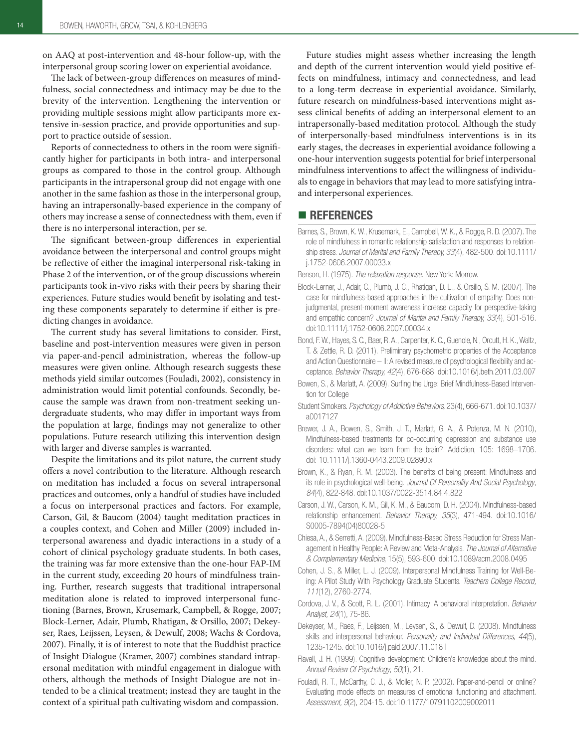on AAQ at post-intervention and 48-hour follow-up, with the interpersonal group scoring lower on experiential avoidance.

The lack of between-group differences on measures of mindfulness, social connectedness and intimacy may be due to the brevity of the intervention. Lengthening the intervention or providing multiple sessions might allow participants more extensive in-session practice, and provide opportunities and support to practice outside of session.

Reports of connectedness to others in the room were significantly higher for participants in both intra- and interpersonal groups as compared to those in the control group. Although participants in the intrapersonal group did not engage with one another in the same fashion as those in the interpersonal group, having an intrapersonally-based experience in the company of others may increase a sense of connectedness with them, even if there is no interpersonal interaction, per se.

The significant between-group differences in experiential avoidance between the interpersonal and control groups might be reflective of either the imaginal interpersonal risk-taking in Phase 2 of the intervention, or of the group discussions wherein participants took in-vivo risks with their peers by sharing their experiences. Future studies would benefit by isolating and testing these components separately to determine if either is predicting changes in avoidance.

The current study has several limitations to consider. First, baseline and post-intervention measures were given in person via paper-and-pencil administration, whereas the follow-up measures were given online. Although research suggests these methods yield similar outcomes (Fouladi, 2002), consistency in administration would limit potential confounds. Secondly, because the sample was drawn from non-treatment seeking undergraduate students, who may differ in important ways from the population at large, findings may not generalize to other populations. Future research utilizing this intervention design with larger and diverse samples is warranted.

Despite the limitations and its pilot nature, the current study offers a novel contribution to the literature. Although research on meditation has included a focus on several intrapersonal practices and outcomes, only a handful of studies have included a focus on interpersonal practices and factors. For example, Carson, Gil, & Baucom (2004) taught meditation practices in a couples context, and Cohen and Miller (2009) included interpersonal awareness and dyadic interactions in a study of a cohort of clinical psychology graduate students. In both cases, the training was far more extensive than the one-hour FAP-IM in the current study, exceeding 20 hours of mindfulness training. Further, research suggests that traditional intrapersonal meditation alone is related to improved interpersonal functioning (Barnes, Brown, Krusemark, Campbell, & Rogge, 2007; Block-Lerner, Adair, Plumb, Rhatigan, & Orsillo, 2007; Dekeyser, Raes, Leijssen, Leysen, & Dewulf, 2008; Wachs & Cordova, 2007). Finally, it is of interest to note that the Buddhist practice of Insight Dialogue (Kramer, 2007) combines standard intrapersonal meditation with mindful engagement in dialogue with others, although the methods of Insight Dialogue are not intended to be a clinical treatment; instead they are taught in the context of a spiritual path cultivating wisdom and compassion.

Future studies might assess whether increasing the length and depth of the current intervention would yield positive effects on mindfulness, intimacy and connectedness, and lead to a long-term decrease in experiential avoidance. Similarly, future research on mindfulness-based interventions might assess clinical benefits of adding an interpersonal element to an intrapersonally-based meditation protocol. Although the study of interpersonally-based mindfulness interventions is in its early stages, the decreases in experiential avoidance following a one-hour intervention suggests potential for brief interpersonal mindfulness interventions to affect the willingness of individuals to engage in behaviors that may lead to more satisfying intra- and interpersonal experiences.

## REFERENCES

Barnes, S., Brown, K. W., Krusemark, E., Campbell, W. K., & Rogge, R. D. (2007). The role of mindfulness in romantic relationship satisfaction and responses to relationship stress. *Journal of Marital and Family Therapy, 33*(4), 482-500. doi:10.1111/j.1752-0606.2007.00033.x

Benson, H. (1975). *The relaxation response*. New York: Morrow.

Block-Lerner, J., Adair, C., Plumb, J. C., Rhatigan, D. L., & Orsillo, S. M. (2007). The case for mindfulness-based approaches in the cultivation of empathy: Does nonjudgmental, present-moment awareness increase capacity for perspective-taking and empathic concern? *Journal of Marital and Family Therapy, 33*(4), 501-516. doi:10.1111/j.1752-0606.2007.00034.x

Bond, F. W., Hayes, S. C., Baer, R. A., Carpenter, K. C., Guenole, N., Orcutt, H. K., Waltz, T. & Zettle, R. D. (2011). Preliminary psychometric properties of the Acceptance and Action Questionnaire – II: A revised measure of psychological flexibility and acceptance. *Behavior Therapy, 42*(4), 676-688. doi:10.1016/j.beth.2011.03.007

Bowen, S., & Marlatt, A. (2009). Surfing the Urge: Brief Mindfulness-Based Intervention for College

Student Smokers. *Psychology of Addictive Behaviors*, 23(4), 666-671. doi:10.1037/a0017127

Brewer, J. A., Bowen, S., Smith, J. T., Marlatt, G. A., & Potenza, M. N. (2010), Mindfulness-based treatments for co-occurring depression and substance use disorders: what can we learn from the brain?. Addiction, 105: 1698–1706. doi: 10.1111/j.1360-0443.2009.02890.x

Brown, K., & Ryan, R. M. (2003). The benefits of being present: Mindfulness and its role in psychological well-being. *Journal Of Personality And Social Psychology, 84*(4), 822-848. doi:10.1037/0022-3514.84.4.822

Carson, J. W., Carson, K. M., Gil, K. M., & Baucom, D. H. (2004). Mindfulness-based relationship enhancement. *Behavior Therapy, 35*(3), 471-494. doi:10.1016/S0005-7894(04)80028-5

Chiesa, A., & Serretti, A. (2009). Mindfulness-Based Stress Reduction for Stress Management in Healthy People: A Review and Meta-Analysis. *The Journal of Alternative & Complementary Medicine*, 15(5), 593-600. doi:10.1089/acm.2008.0495

Cohen, J. S., & Miller, L. J. (2009). Interpersonal Mindfulness Training for Well-Being: A Pilot Study With Psychology Graduate Students. *Teachers College Record, 111*(12), 2760-2774.

Cordova, J. V., & Scott, R. L. (2001). Intimacy: A behavioral interpretation. *Behavior Analyst, 24*(1), 75-86.

Dekeyser, M., Raes, F., Leijssen, M., Leysen, S., & Dewulf, D. (2008). Mindfulness skills and interpersonal behaviour. *Personality and Individual Differences, 44*(5), 1235-1245. doi:10.1016/j.paid.2007.11.018 l

Flavell, J. H. (1999). Cognitive development: Children's knowledge about the mind. *Annual Review Of Psychology*, *50*(1), 21.

Fouladi, R. T., McCarthy, C. J., & Moller, N. P. (2002). Paper-and-pencil or online? Evaluating mode effects on measures of emotional functioning and attachment. *Assessment, 9*(2), 204-15. doi:10.1177/10791102009002011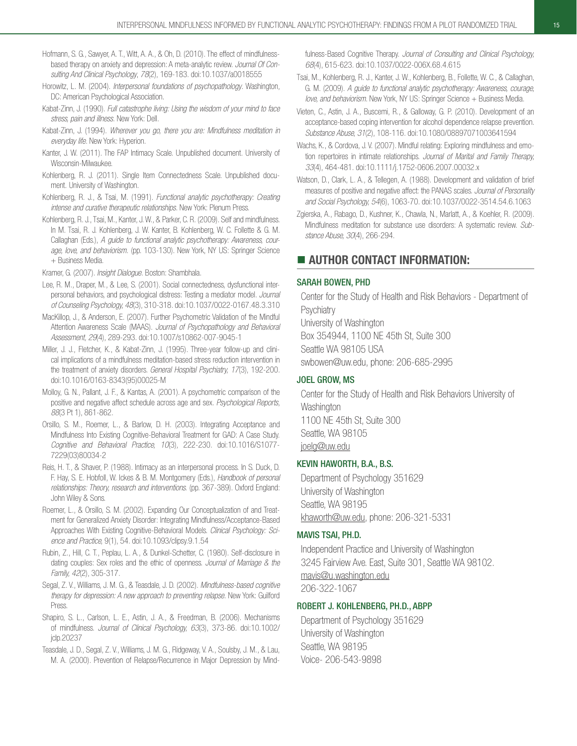Hofmann, S. G., Sawyer, A. T., Witt, A. A., & Oh, D. (2010). The effect of mindfulness-based therapy on anxiety and depression: A meta-analytic review. *Journal Of Consulting And Clinical Psychology*, *78*(2), 169-183. doi:10.1037/a0018555

Horowitz, L. M. (2004). *Interpersonal foundations of psychopathology*. Washington, DC: American Psychological Association.

Kabat-Zinn, J. (1990). *Full catastrophe living: Using the wisdom of your mind to face stress, pain and illness*. New York: Dell.

Kabat-Zinn, J. (1994). *Wherever you go, there you are: Mindfulness meditation in everyday life*. New York: Hyperion.

Kanter, J. W. (2011). The FAP Intimacy Scale. Unpublished document. University of Wisconsin-Milwaukee.

Kohlenberg, R. J. (2011). Single Item Connectedness Scale. Unpublished document. University of Washington.

Kohlenberg, R. J., & Tsai, M. (1991). *Functional analytic psychotherapy: Creating intense and curative therapeutic relationships*. New York: Plenum Press.

Kohlenberg, R. J., Tsai, M., Kanter, J. W., & Parker, C. R. (2009). Self and mindfulness. In M. Tsai, R. J. Kohlenberg, J. W. Kanter, B. Kohlenberg, W. C. Follette & G. M. Callaghan (Eds.), *A guide to functional analytic psychotherapy: Awareness, courage, love, and behaviorism*. (pp. 103-130). New York, NY US: Springer Science + Business Media.

Kramer, G. (2007). *Insight Dialogue*. Boston: Shambhala.

Lee, R. M., Draper, M., & Lee, S. (2001). Social connectedness, dysfunctional interpersonal behaviors, and psychological distress: Testing a mediator model. *Journal of Counseling Psychology, 48*(3), 310-318. doi:10.1037/0022-0167.48.3.310

MacKillop, J., & Anderson, E. (2007). Further Psychometric Validation of the Mindful Attention Awareness Scale (MAAS). *Journal of Psychopathology and Behavioral Assessment, 29*(4), 289-293. doi:10.1007/s10862-007-9045-1

Miller, J. J., Fletcher, K., & Kabat-Zinn, J. (1995). Three-year follow-up and clinical implications of a mindfulness meditation-based stress reduction intervention in the treatment of anxiety disorders. *General Hospital Psychiatry, 17*(3), 192-200. doi:10.1016/0163-8343(95)00025-M

Molloy, G. N., Pallant, J. F., & Kantas, A. (2001). A psychometric comparison of the positive and negative affect schedule across age and sex. *Psychological Reports, 88*(3 Pt 1), 861-862.

Orsillo, S. M., Roemer, L., & Barlow, D. H. (2003). Integrating Acceptance and Mindfulness Into Existing Cognitive-Behavioral Treatment for GAD: A Case Study. *Cognitive and Behavioral Practice, 10*(3), 222-230. doi:10.1016/S1077-7229(03)80034-2

Reis, H. T., & Shaver, P. (1988). Intimacy as an interpersonal process. In S. Duck, D. F. Hay, S. E. Hobfoll, W. Ickes & B. M. Montgomery (Eds.), *Handbook of personal relationships: Theory, research and interventions*. (pp. 367-389). Oxford England: John Wiley & Sons.

Roemer, L., & Orsillo, S. M. (2002). Expanding Our Conceptualization of and Treatment for Generalized Anxiety Disorder: Integrating Mindfulness/Acceptance-Based Approaches With Existing Cognitive-Behavioral Models. *Clinical Psychology: Science and Practice,* 9(1), 54. doi:10.1093/clipsy.9.1.54

Rubin, Z., Hill, C. T., Peplau, L. A., & Dunkel-Schetter, C. (1980). Self-disclosure in dating couples: Sex roles and the ethic of openness. *Journal of Marriage & the Family, 42*(2), 305-317.

Segal, Z. V., Williams, J. M. G., & Teasdale, J. D. (2002). *Mindfulness-based cognitive therapy for depression: A new approach to preventing relapse*. New York: Guilford Press.

Shapiro, S. L., Carlson, L. E., Astin, J. A., & Freedman, B. (2006). Mechanisms of mindfulness. *Journal of Clinical Psychology, 63*(3), 373-86. doi:10.1002/jclp.20237

Teasdale, J. D., Segal, Z. V., Williams, J. M. G., Ridgeway, V. A., Soulsby, J. M., & Lau, M. A. (2000). Prevention of Relapse/Recurrence in Major Depression by Mindfulness-Based Cognitive Therapy. *Journal of Consulting and Clinical Psychology, 68*(4), 615-623. doi:10.1037/0022-006X.68.4.615

Tsai, M., Kohlenberg, R. J., Kanter, J. W., Kohlenberg, B., Follette, W. C., & Callaghan, G. M. (2009). *A guide to functional analytic psychotherapy: Awareness, courage, love, and behaviorism*. New York, NY US: Springer Science + Business Media.

Vieten, C., Astin, J. A., Buscemi, R., & Galloway, G. P. (2010). Development of an acceptance-based coping intervention for alcohol dependence relapse prevention. *Substance Abuse, 31*(2), 108-116. doi:10.1080/08897071003641594

Wachs, K., & Cordova, J. V. (2007). Mindful relating: Exploring mindfulness and emotion repertoires in intimate relationships. *Journal of Marital and Family Therapy, 33*(4), 464-481. doi:10.1111/j.1752-0606.2007.00032.x

Watson, D., Clark, L. A., & Tellegen, A. (1988). Development and validation of brief measures of positive and negative affect: the PANAS scales. *Journal of Personality and Social Psychology, 54*(6), 1063-70. doi:10.1037/0022-3514.54.6.1063

Zgierska, A., Rabago, D., Kushner, K., Chawla, N., Marlatt, A., & Koehler, R. (2009). Mindfulness meditation for substance use disorders: A systematic review. *Substance Abuse, 30*(4), 266-294.

## AUTHOR CONTACT INFORMATION:

### SARAH BOWEN, PHD

Center for the Study of Health and Risk Behaviors - Department of Psychiatry
University of Washington
Box 354944, 1100 NE 45th St, Suite 300
Seattle WA 98105 USA
swbowen@uw.edu, phone: 206-685-2995

### JOEL GROW, MS

Center for the Study of Health and Risk Behaviors University of Washington
1100 NE 45th St, Suite 300
Seattle, WA 98105
joelg@uw.edu

### KEVIN HAWORTH, B.A., B.S.

Department of Psychology 351629
University of Washington
Seattle, WA 98195
khaworth@uw.edu, phone: 206-321-5331

### MAVIS TSAI, PH.D.

Independent Practice and University of Washington
3245 Fairview Ave. East, Suite 301, Seattle WA 98102.
mavis@u.washington.edu
206-322-1067

### ROBERT J. KOHLENBERG, PH.D., ABPP

Department of Psychology 351629
University of Washington
Seattle, WA 98195
Voice- 206-543-9898